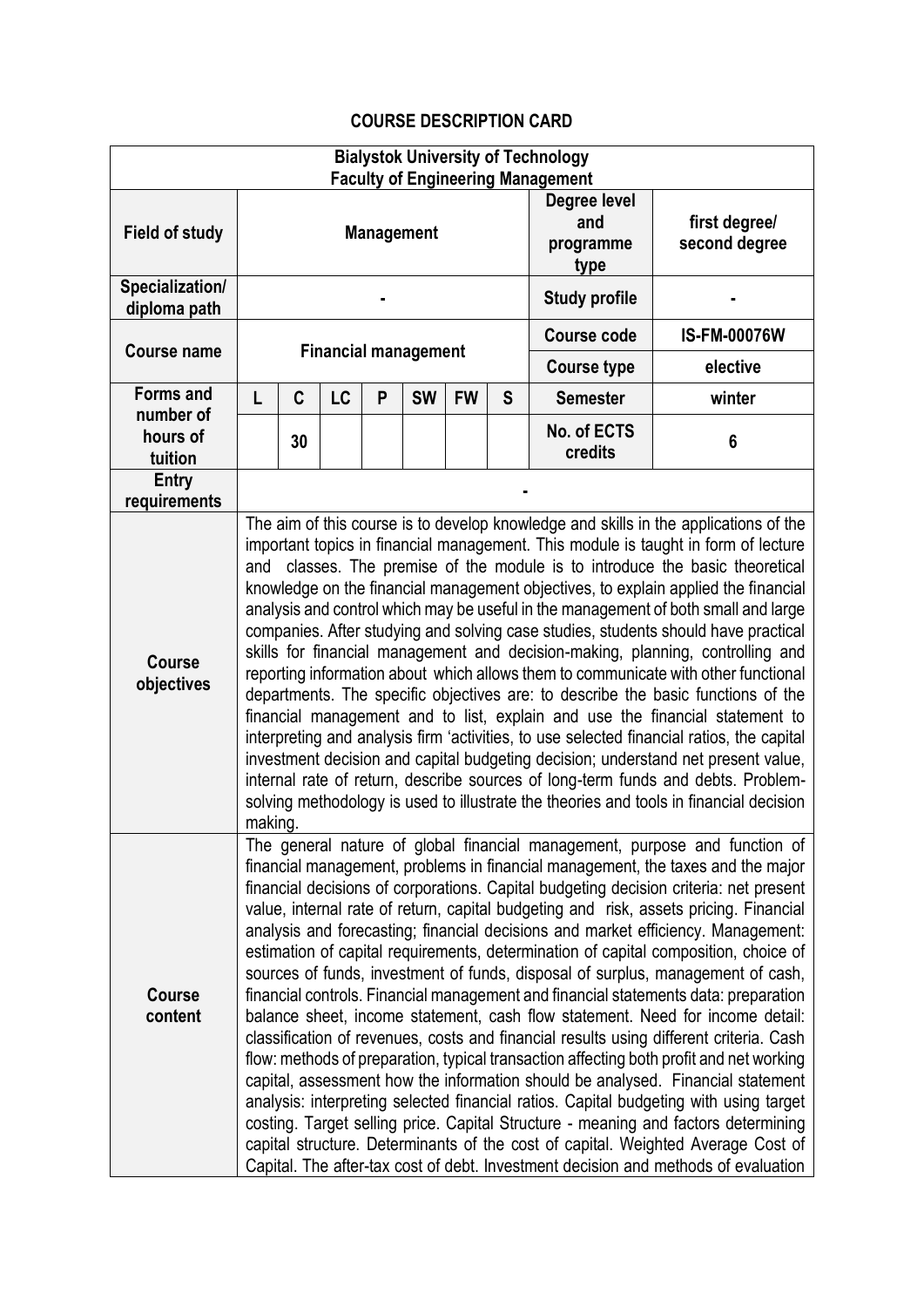## COURSE DESCRIPTION CARD

| Bialystok University of Technology<br>Faculty of Engineering Management | | | | | | | | | |
|---|---|---|---|---|---|---|---|---|---|
| **Field of study** | **Management** | | | | | | | **Degree level and programme type** | **first degree/ second degree** |
| **Specialization/ diploma path** | - | | | | | | | **Study profile** | - |
| **Course name** | **Financial management** | | | | | | | **Course code** | **IS-FM-00076W** |
| | | | | | | | | **Course type** | **elective** |
| **Forms and number of hours of tuition** | **L** | **C** | **LC** | **P** | **SW** | **FW** | **S** | **Semester** | **winter** |
| | | **30** | | | | | | **No. of ECTS credits** | **6** |
| **Entry requirements** | - | | | | | | | | |
| **Course objectives** | The aim of this course is to develop knowledge and skills in the applications of the important topics in financial management. This module is taught in form of lecture and classes. The premise of the module is to introduce the basic theoretical knowledge on the financial management objectives, to explain applied the financial analysis and control which may be useful in the management of both small and large companies. After studying and solving case studies, students should have practical skills for financial management and decision-making, planning, controlling and reporting information about which allows them to communicate with other functional departments. The specific objectives are: to describe the basic functions of the financial management and to list, explain and use the financial statement to interpreting and analysis firm 'activities, to use selected financial ratios, the capital investment decision and capital budgeting decision; understand net present value, internal rate of return, describe sources of long-term funds and debts. Problem-solving methodology is used to illustrate the theories and tools in financial decision making. | | | | | | | | |
| **Course content** | The general nature of global financial management, purpose and function of financial management, problems in financial management, the taxes and the major financial decisions of corporations. Capital budgeting decision criteria: net present value, internal rate of return, capital budgeting and risk, assets pricing. Financial analysis and forecasting; financial decisions and market efficiency. Management: estimation of capital requirements, determination of capital composition, choice of sources of funds, investment of funds, disposal of surplus, management of cash, financial controls. Financial management and financial statements data: preparation balance sheet, income statement, cash flow statement. Need for income detail: classification of revenues, costs and financial results using different criteria. Cash flow: methods of preparation, typical transaction affecting both profit and net working capital, assessment how the information should be analysed. Financial statement analysis: interpreting selected financial ratios. Capital budgeting with using target costing. Target selling price. Capital Structure - meaning and factors determining capital structure. Determinants of the cost of capital. Weighted Average Cost of Capital. The after-tax cost of debt. Investment decision and methods of evaluation | | | | | | | | |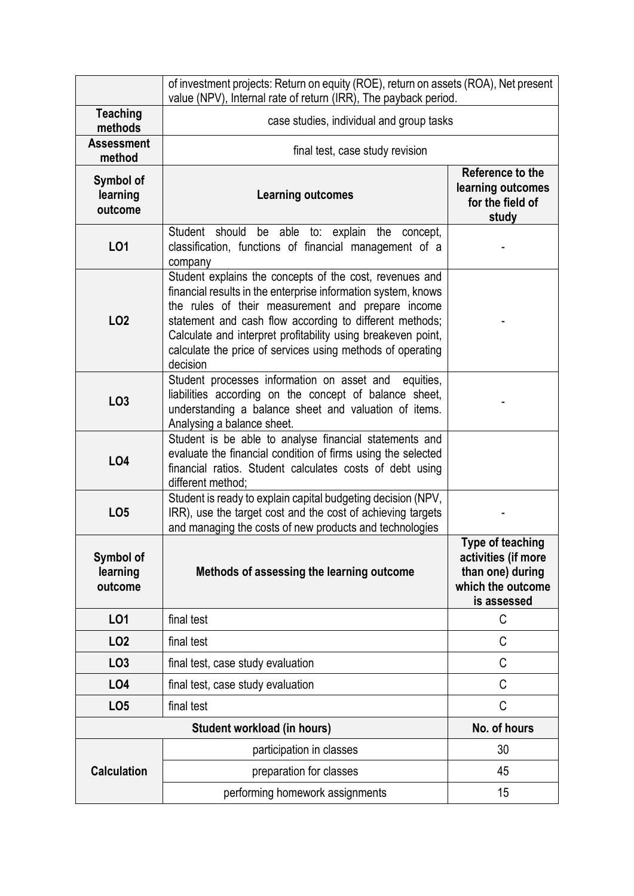| | | |
|---|---|---|
| | of investment projects: Return on equity (ROE), return on assets (ROA), Net present value (NPV), Internal rate of return (IRR), The payback period. | |
| **Teaching methods** | case studies, individual and group tasks | |
| **Assessment method** | final test, case study revision | |
| **Symbol of learning outcome** | **Learning outcomes** | **Reference to the learning outcomes for the field of study** |
| **LO1** | Student should be able to: explain the concept, classification, functions of financial management of a company | - |
| **LO2** | Student explains the concepts of the cost, revenues and financial results in the enterprise information system, knows the rules of their measurement and prepare income statement and cash flow according to different methods; Calculate and interpret profitability using breakeven point, calculate the price of services using methods of operating decision | - |
| **LO3** | Student processes information on asset and equities, liabilities according on the concept of balance sheet, understanding a balance sheet and valuation of items. Analysing a balance sheet. | - |
| **LO4** | Student is be able to analyse financial statements and evaluate the financial condition of firms using the selected financial ratios. Student calculates costs of debt using different method; | |
| **LO5** | Student is ready to explain capital budgeting decision (NPV, IRR), use the target cost and the cost of achieving targets and managing the costs of new products and technologies | - |
| **Symbol of learning outcome** | **Methods of assessing the learning outcome** | **Type of teaching activities (if more than one) during which the outcome is assessed** |
| **LO1** | final test | C |
| **LO2** | final test | C |
| **LO3** | final test, case study evaluation | C |
| **LO4** | final test, case study evaluation | C |
| **LO5** | final test | C |
| **Student workload (in hours)** | | **No. of hours** |
| **Calculation** | participation in classes | 30 |
| | preparation for classes | 45 |
| | performing homework assignments | 15 |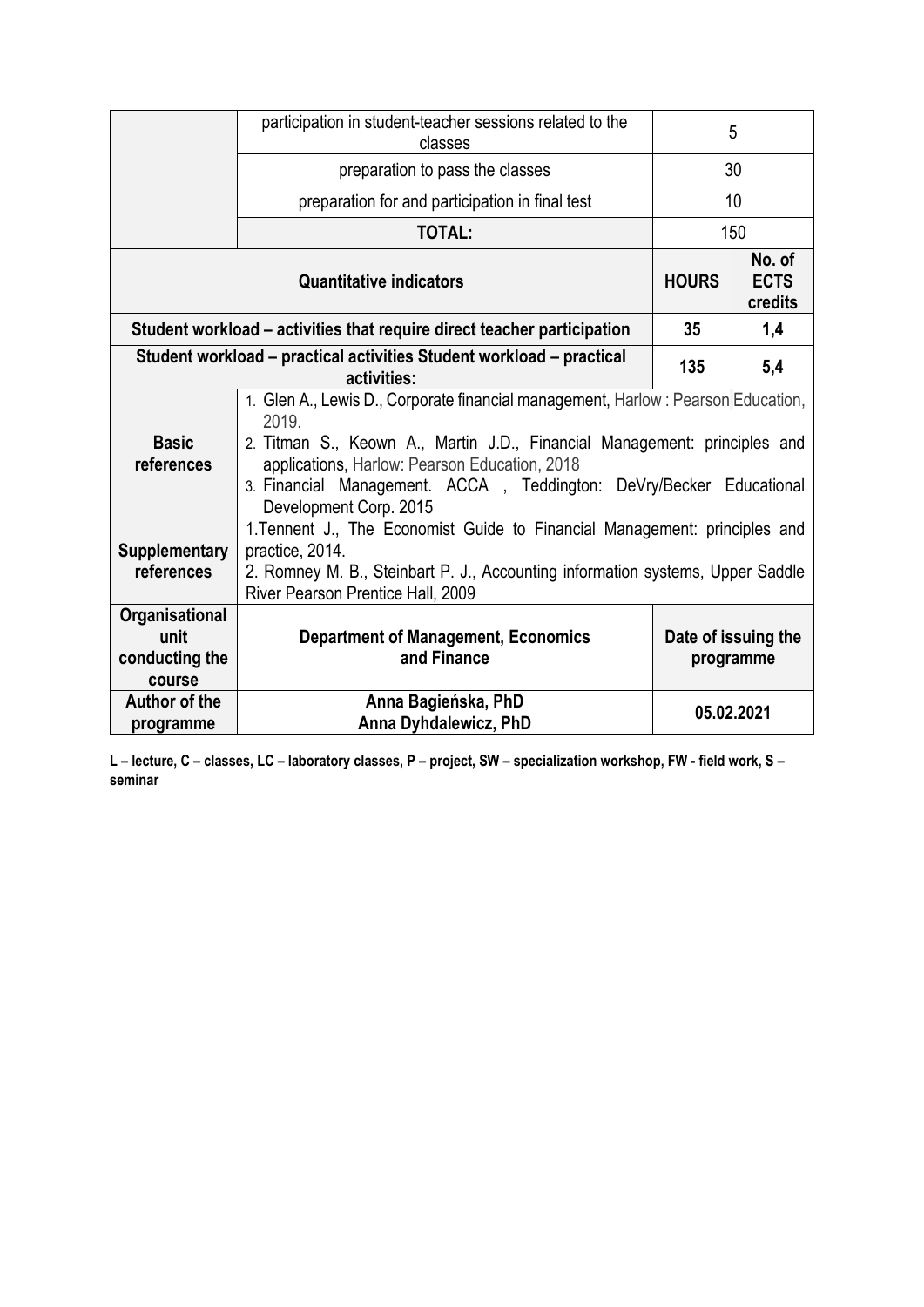| | | | |
|---|---|---|---|
| | participation in student-teacher sessions related to the classes | 5 | |
| | preparation to pass the classes | 30 | |
| | preparation for and participation in final test | 10 | |
| | **TOTAL:** | 150 | |
| **Quantitative indicators** | | **HOURS** | **No. of ECTS credits** |
| **Student workload – activities that require direct teacher participation** | | **35** | **1,4** |
| **Student workload – practical activities Student workload – practical activities:** | | **135** | **5,4** |
| **Basic references** | 1. Glen A., Lewis D., Corporate financial management, Harlow : Pearson Education, 2019.<br>2. Titman S., Keown A., Martin J.D., Financial Management: principles and applications, Harlow: Pearson Education, 2018<br>3. Financial Management. ACCA , Teddington: DeVry/Becker Educational Development Corp. 2015 | | |
| **Supplementary references** | 1.Tennent J., The Economist Guide to Financial Management: principles and practice, 2014.<br>2. Romney M. B., Steinbart P. J., Accounting information systems, Upper Saddle River Pearson Prentice Hall, 2009 | | |
| **Organisational unit conducting the course** | **Department of Management, Economics and Finance** | **Date of issuing the programme** | |
| **Author of the programme** | **Anna Bagieńska, PhD**<br>**Anna Dyhdalewicz, PhD** | **05.02.2021** | |

**L – lecture, C – classes, LC – laboratory classes, P – project, SW – specialization workshop, FW - field work, S – seminar**